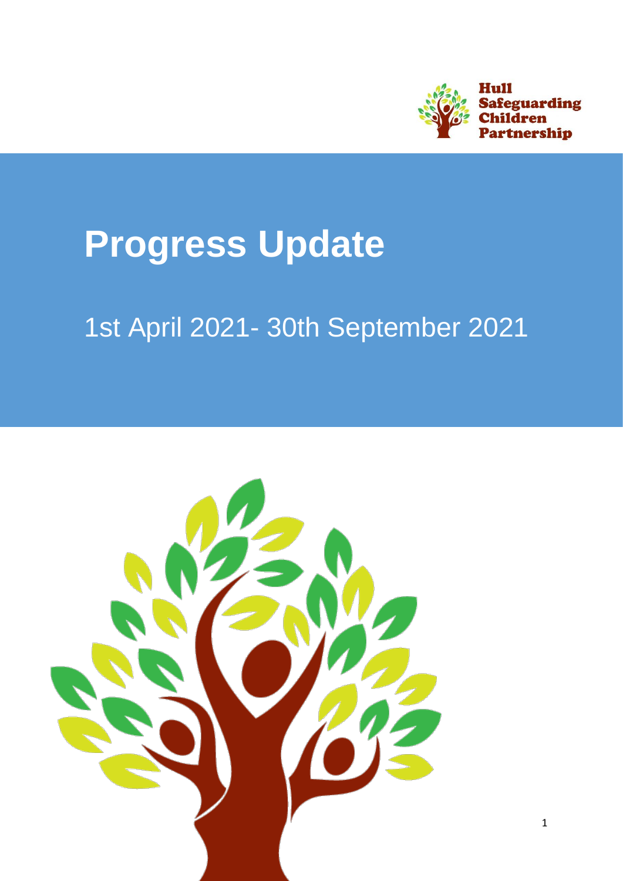Hull Safeguarding Children Partnership

# Progress Update

## 1st April 2021- 30th September 2021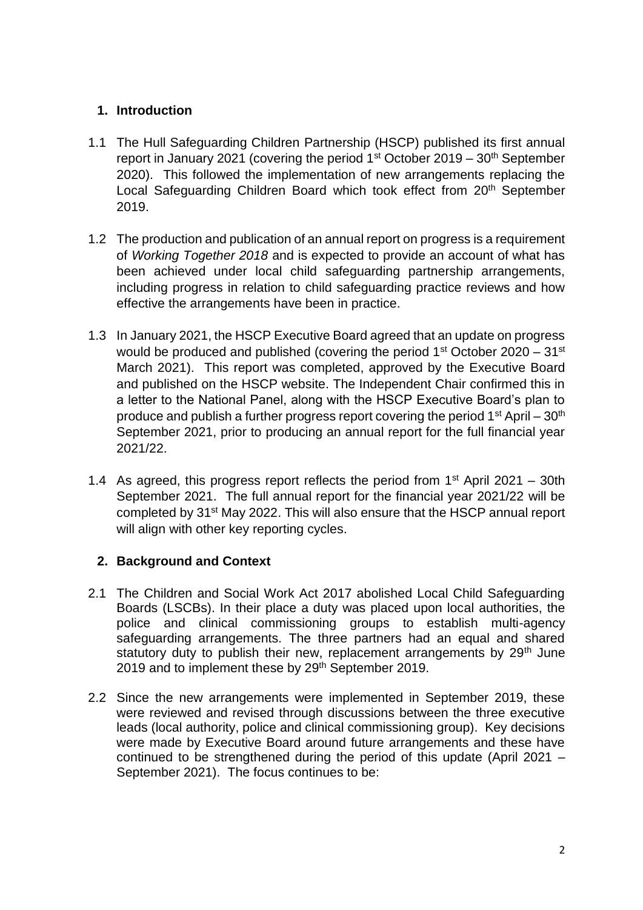## 1. Introduction

1.1 The Hull Safeguarding Children Partnership (HSCP) published its first annual report in January 2021 (covering the period 1st October 2019 – 30th September 2020). This followed the implementation of new arrangements replacing the Local Safeguarding Children Board which took effect from 20th September 2019.

1.2 The production and publication of an annual report on progress is a requirement of *Working Together 2018* and is expected to provide an account of what has been achieved under local child safeguarding partnership arrangements, including progress in relation to child safeguarding practice reviews and how effective the arrangements have been in practice.

1.3 In January 2021, the HSCP Executive Board agreed that an update on progress would be produced and published (covering the period 1st October 2020 – 31st March 2021). This report was completed, approved by the Executive Board and published on the HSCP website. The Independent Chair confirmed this in a letter to the National Panel, along with the HSCP Executive Board's plan to produce and publish a further progress report covering the period 1st April – 30th September 2021, prior to producing an annual report for the full financial year 2021/22.

1.4 As agreed, this progress report reflects the period from 1st April 2021 – 30th September 2021. The full annual report for the financial year 2021/22 will be completed by 31st May 2022. This will also ensure that the HSCP annual report will align with other key reporting cycles.

## 2. Background and Context

2.1 The Children and Social Work Act 2017 abolished Local Child Safeguarding Boards (LSCBs). In their place a duty was placed upon local authorities, the police and clinical commissioning groups to establish multi-agency safeguarding arrangements. The three partners had an equal and shared statutory duty to publish their new, replacement arrangements by 29th June 2019 and to implement these by 29th September 2019.

2.2 Since the new arrangements were implemented in September 2019, these were reviewed and revised through discussions between the three executive leads (local authority, police and clinical commissioning group). Key decisions were made by Executive Board around future arrangements and these have continued to be strengthened during the period of this update (April 2021 – September 2021). The focus continues to be: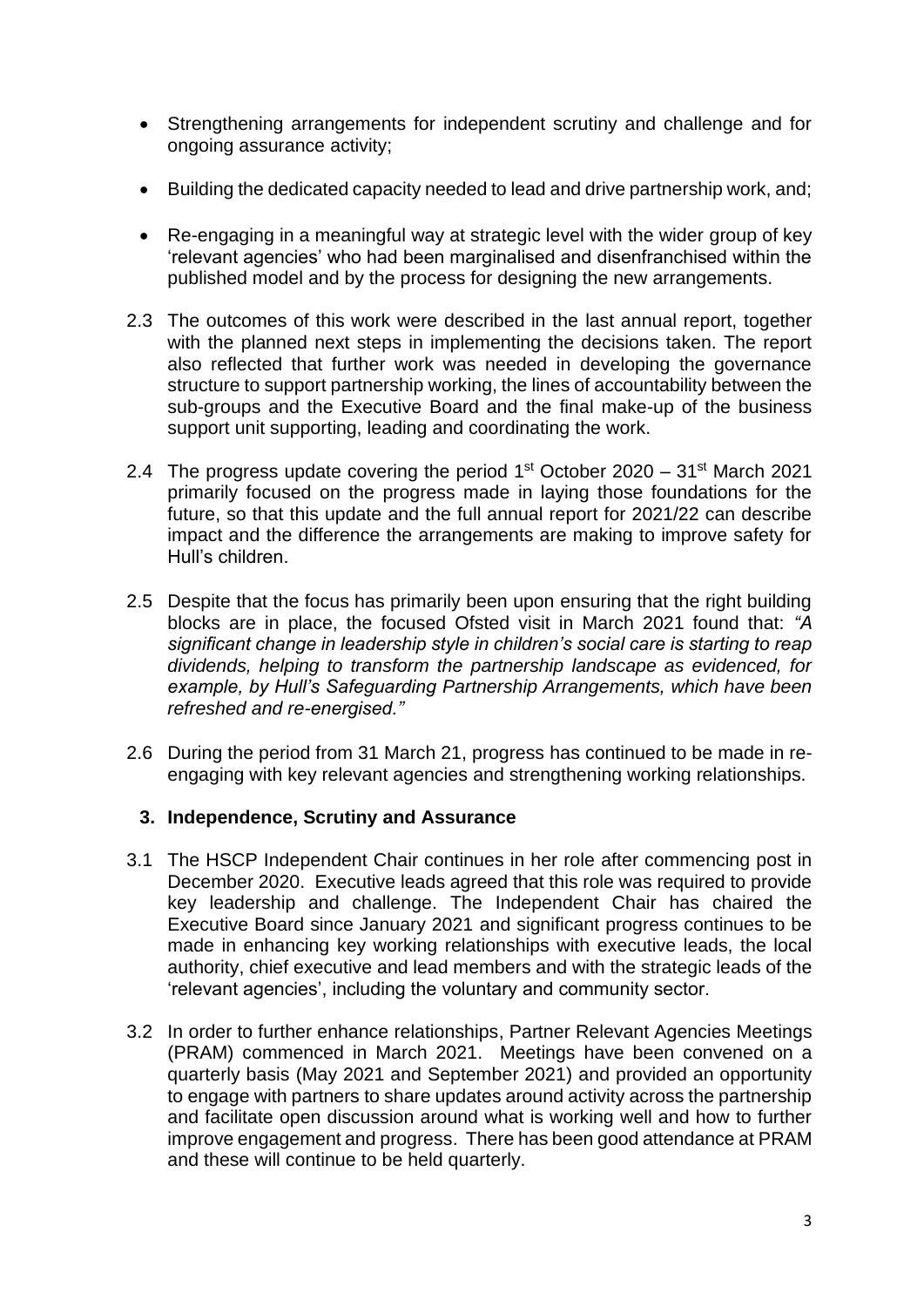- Strengthening arrangements for independent scrutiny and challenge and for ongoing assurance activity;
- Building the dedicated capacity needed to lead and drive partnership work, and;
- Re-engaging in a meaningful way at strategic level with the wider group of key 'relevant agencies' who had been marginalised and disenfranchised within the published model and by the process for designing the new arrangements.

2.3 The outcomes of this work were described in the last annual report, together with the planned next steps in implementing the decisions taken. The report also reflected that further work was needed in developing the governance structure to support partnership working, the lines of accountability between the sub-groups and the Executive Board and the final make-up of the business support unit supporting, leading and coordinating the work.

2.4 The progress update covering the period 1st October 2020 – 31st March 2021 primarily focused on the progress made in laying those foundations for the future, so that this update and the full annual report for 2021/22 can describe impact and the difference the arrangements are making to improve safety for Hull's children.

2.5 Despite that the focus has primarily been upon ensuring that the right building blocks are in place, the focused Ofsted visit in March 2021 found that: *"A significant change in leadership style in children's social care is starting to reap dividends, helping to transform the partnership landscape as evidenced, for example, by Hull's Safeguarding Partnership Arrangements, which have been refreshed and re-energised."*

2.6 During the period from 31 March 21, progress has continued to be made in re-engaging with key relevant agencies and strengthening working relationships.

## 3. Independence, Scrutiny and Assurance

3.1 The HSCP Independent Chair continues in her role after commencing post in December 2020. Executive leads agreed that this role was required to provide key leadership and challenge. The Independent Chair has chaired the Executive Board since January 2021 and significant progress continues to be made in enhancing key working relationships with executive leads, the local authority, chief executive and lead members and with the strategic leads of the 'relevant agencies', including the voluntary and community sector.

3.2 In order to further enhance relationships, Partner Relevant Agencies Meetings (PRAM) commenced in March 2021. Meetings have been convened on a quarterly basis (May 2021 and September 2021) and provided an opportunity to engage with partners to share updates around activity across the partnership and facilitate open discussion around what is working well and how to further improve engagement and progress. There has been good attendance at PRAM and these will continue to be held quarterly.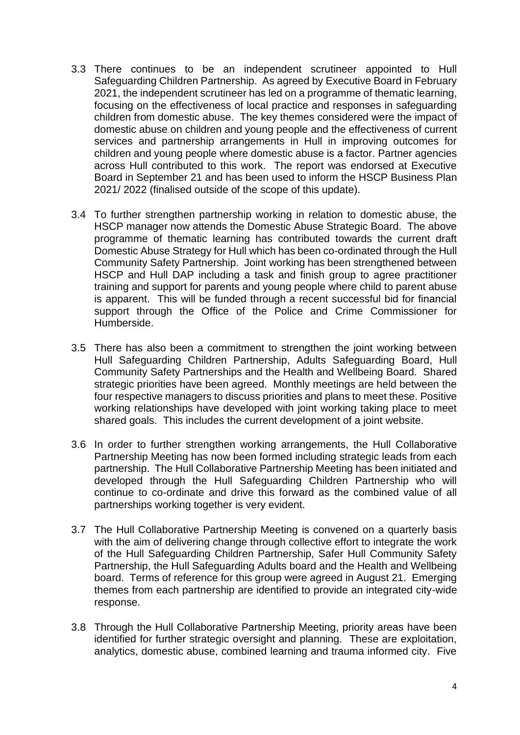3.3 There continues to be an independent scrutineer appointed to Hull Safeguarding Children Partnership. As agreed by Executive Board in February 2021, the independent scrutineer has led on a programme of thematic learning, focusing on the effectiveness of local practice and responses in safeguarding children from domestic abuse. The key themes considered were the impact of domestic abuse on children and young people and the effectiveness of current services and partnership arrangements in Hull in improving outcomes for children and young people where domestic abuse is a factor. Partner agencies across Hull contributed to this work. The report was endorsed at Executive Board in September 21 and has been used to inform the HSCP Business Plan 2021/ 2022 (finalised outside of the scope of this update).

3.4 To further strengthen partnership working in relation to domestic abuse, the HSCP manager now attends the Domestic Abuse Strategic Board. The above programme of thematic learning has contributed towards the current draft Domestic Abuse Strategy for Hull which has been co-ordinated through the Hull Community Safety Partnership. Joint working has been strengthened between HSCP and Hull DAP including a task and finish group to agree practitioner training and support for parents and young people where child to parent abuse is apparent. This will be funded through a recent successful bid for financial support through the Office of the Police and Crime Commissioner for Humberside.

3.5 There has also been a commitment to strengthen the joint working between Hull Safeguarding Children Partnership, Adults Safeguarding Board, Hull Community Safety Partnerships and the Health and Wellbeing Board. Shared strategic priorities have been agreed. Monthly meetings are held between the four respective managers to discuss priorities and plans to meet these. Positive working relationships have developed with joint working taking place to meet shared goals. This includes the current development of a joint website.

3.6 In order to further strengthen working arrangements, the Hull Collaborative Partnership Meeting has now been formed including strategic leads from each partnership. The Hull Collaborative Partnership Meeting has been initiated and developed through the Hull Safeguarding Children Partnership who will continue to co-ordinate and drive this forward as the combined value of all partnerships working together is very evident.

3.7 The Hull Collaborative Partnership Meeting is convened on a quarterly basis with the aim of delivering change through collective effort to integrate the work of the Hull Safeguarding Children Partnership, Safer Hull Community Safety Partnership, the Hull Safeguarding Adults board and the Health and Wellbeing board. Terms of reference for this group were agreed in August 21. Emerging themes from each partnership are identified to provide an integrated city-wide response.

3.8 Through the Hull Collaborative Partnership Meeting, priority areas have been identified for further strategic oversight and planning. These are exploitation, analytics, domestic abuse, combined learning and trauma informed city. Five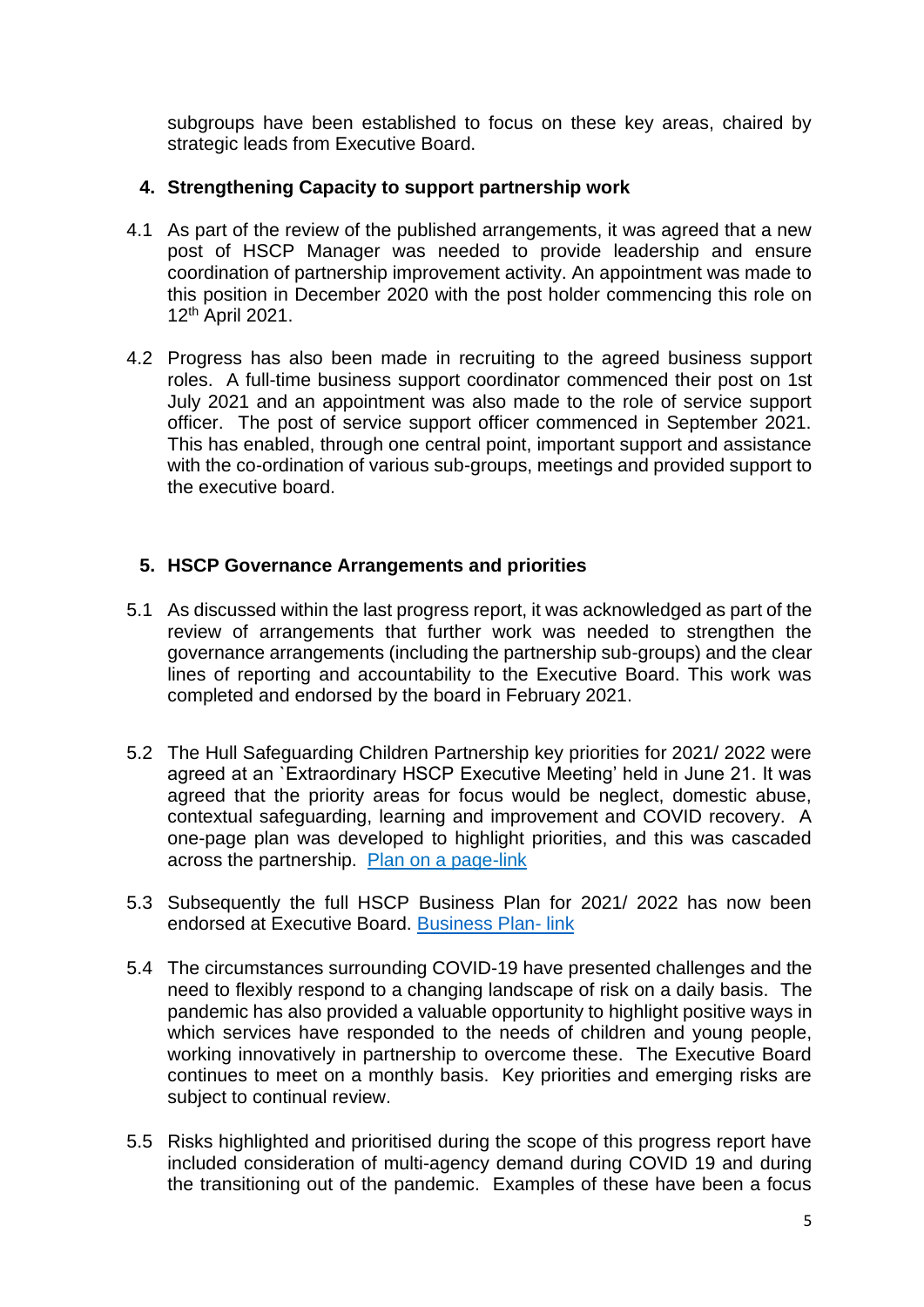subgroups have been established to focus on these key areas, chaired by strategic leads from Executive Board.

## 4. Strengthening Capacity to support partnership work

4.1 As part of the review of the published arrangements, it was agreed that a new post of HSCP Manager was needed to provide leadership and ensure coordination of partnership improvement activity. An appointment was made to this position in December 2020 with the post holder commencing this role on 12th April 2021.

4.2 Progress has also been made in recruiting to the agreed business support roles. A full-time business support coordinator commenced their post on 1st July 2021 and an appointment was also made to the role of service support officer. The post of service support officer commenced in September 2021. This has enabled, through one central point, important support and assistance with the co-ordination of various sub-groups, meetings and provided support to the executive board.

## 5. HSCP Governance Arrangements and priorities

5.1 As discussed within the last progress report, it was acknowledged as part of the review of arrangements that further work was needed to strengthen the governance arrangements (including the partnership sub-groups) and the clear lines of reporting and accountability to the Executive Board. This work was completed and endorsed by the board in February 2021.

5.2 The Hull Safeguarding Children Partnership key priorities for 2021/ 2022 were agreed at an `Extraordinary HSCP Executive Meeting' held in June 21. It was agreed that the priority areas for focus would be neglect, domestic abuse, contextual safeguarding, learning and improvement and COVID recovery. A one-page plan was developed to highlight priorities, and this was cascaded across the partnership. Plan on a page-link

5.3 Subsequently the full HSCP Business Plan for 2021/ 2022 has now been endorsed at Executive Board. Business Plan- link

5.4 The circumstances surrounding COVID-19 have presented challenges and the need to flexibly respond to a changing landscape of risk on a daily basis. The pandemic has also provided a valuable opportunity to highlight positive ways in which services have responded to the needs of children and young people, working innovatively in partnership to overcome these. The Executive Board continues to meet on a monthly basis. Key priorities and emerging risks are subject to continual review.

5.5 Risks highlighted and prioritised during the scope of this progress report have included consideration of multi-agency demand during COVID 19 and during the transitioning out of the pandemic. Examples of these have been a focus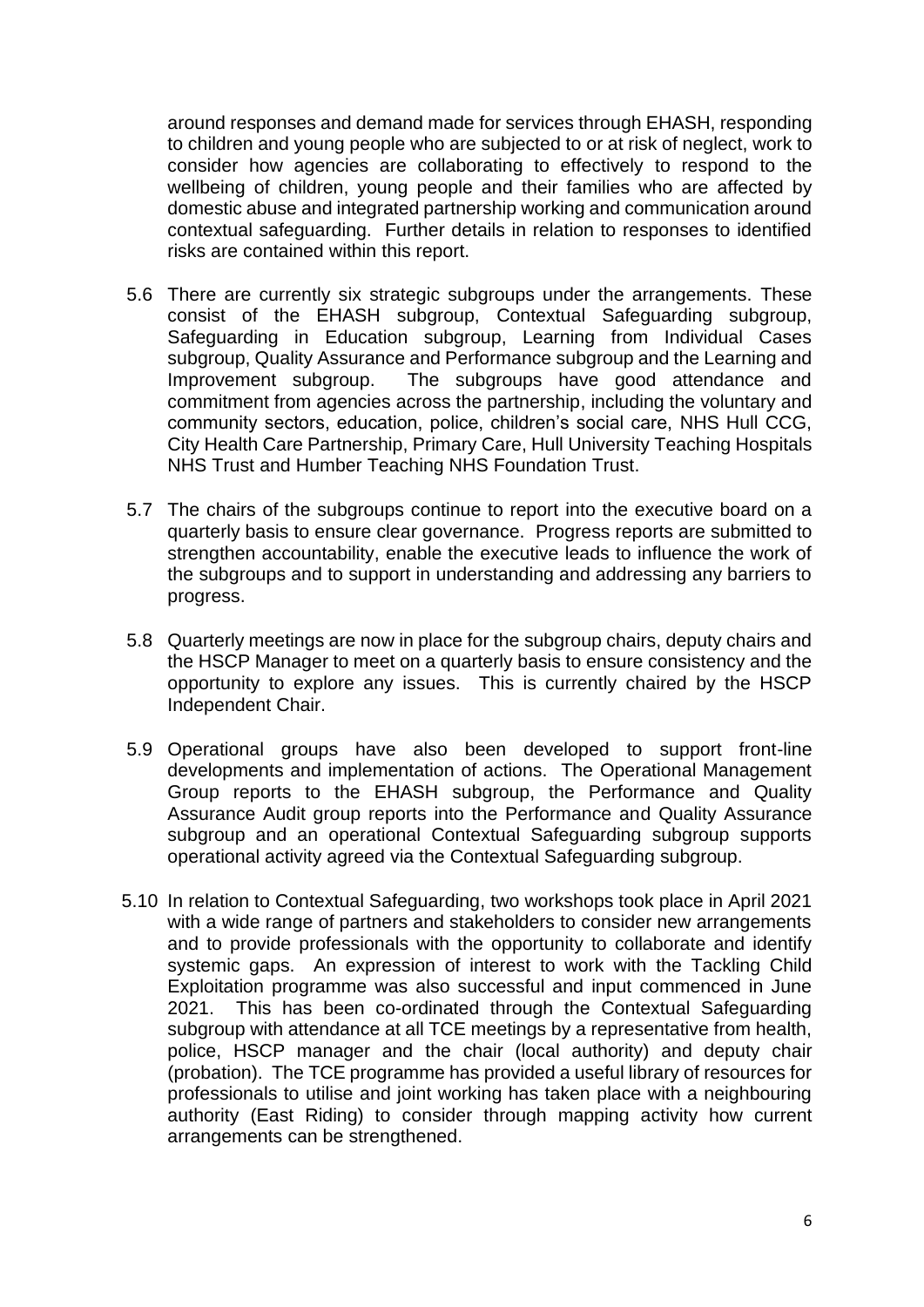around responses and demand made for services through EHASH, responding to children and young people who are subjected to or at risk of neglect, work to consider how agencies are collaborating to effectively to respond to the wellbeing of children, young people and their families who are affected by domestic abuse and integrated partnership working and communication around contextual safeguarding. Further details in relation to responses to identified risks are contained within this report.

5.6 There are currently six strategic subgroups under the arrangements. These consist of the EHASH subgroup, Contextual Safeguarding subgroup, Safeguarding in Education subgroup, Learning from Individual Cases subgroup, Quality Assurance and Performance subgroup and the Learning and Improvement subgroup. The subgroups have good attendance and commitment from agencies across the partnership, including the voluntary and community sectors, education, police, children's social care, NHS Hull CCG, City Health Care Partnership, Primary Care, Hull University Teaching Hospitals NHS Trust and Humber Teaching NHS Foundation Trust.

5.7 The chairs of the subgroups continue to report into the executive board on a quarterly basis to ensure clear governance. Progress reports are submitted to strengthen accountability, enable the executive leads to influence the work of the subgroups and to support in understanding and addressing any barriers to progress.

5.8 Quarterly meetings are now in place for the subgroup chairs, deputy chairs and the HSCP Manager to meet on a quarterly basis to ensure consistency and the opportunity to explore any issues. This is currently chaired by the HSCP Independent Chair.

5.9 Operational groups have also been developed to support front-line developments and implementation of actions. The Operational Management Group reports to the EHASH subgroup, the Performance and Quality Assurance Audit group reports into the Performance and Quality Assurance subgroup and an operational Contextual Safeguarding subgroup supports operational activity agreed via the Contextual Safeguarding subgroup.

5.10 In relation to Contextual Safeguarding, two workshops took place in April 2021 with a wide range of partners and stakeholders to consider new arrangements and to provide professionals with the opportunity to collaborate and identify systemic gaps. An expression of interest to work with the Tackling Child Exploitation programme was also successful and input commenced in June 2021. This has been co-ordinated through the Contextual Safeguarding subgroup with attendance at all TCE meetings by a representative from health, police, HSCP manager and the chair (local authority) and deputy chair (probation). The TCE programme has provided a useful library of resources for professionals to utilise and joint working has taken place with a neighbouring authority (East Riding) to consider through mapping activity how current arrangements can be strengthened.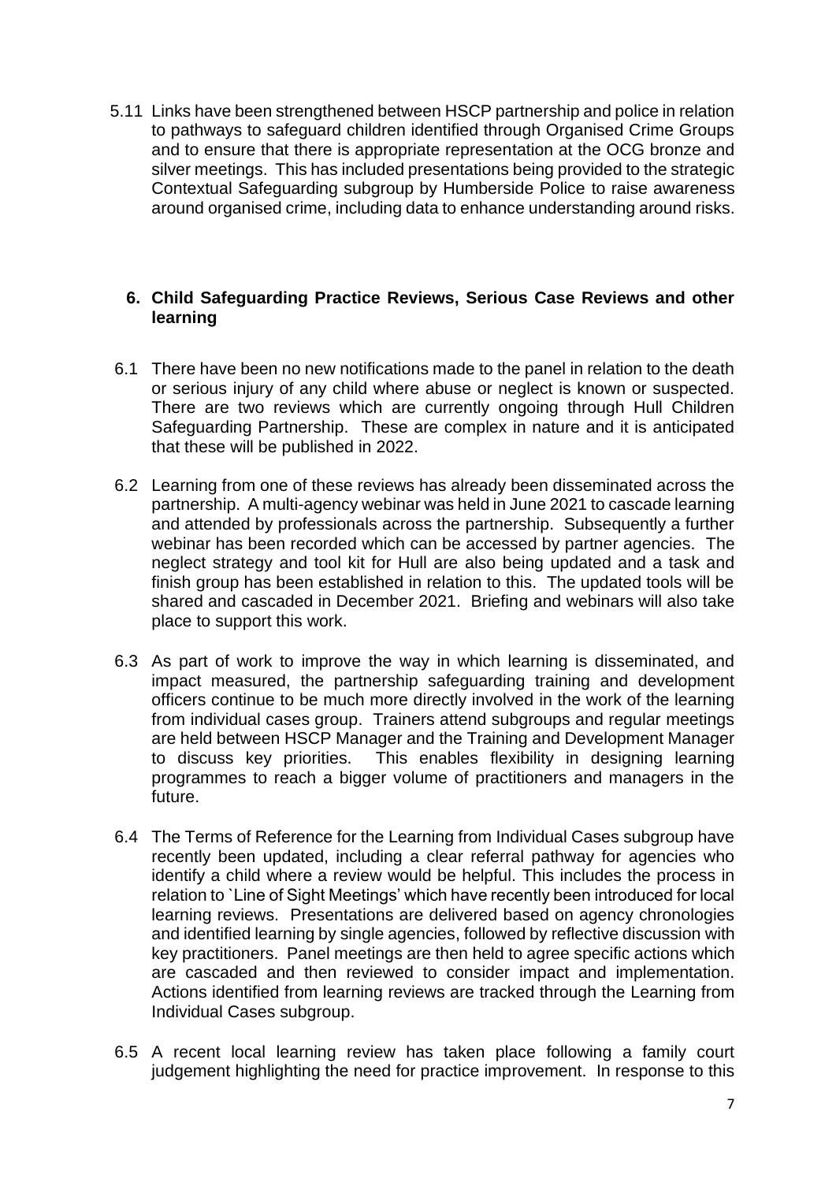5.11 Links have been strengthened between HSCP partnership and police in relation to pathways to safeguard children identified through Organised Crime Groups and to ensure that there is appropriate representation at the OCG bronze and silver meetings. This has included presentations being provided to the strategic Contextual Safeguarding subgroup by Humberside Police to raise awareness around organised crime, including data to enhance understanding around risks.

## 6. Child Safeguarding Practice Reviews, Serious Case Reviews and other learning

6.1 There have been no new notifications made to the panel in relation to the death or serious injury of any child where abuse or neglect is known or suspected. There are two reviews which are currently ongoing through Hull Children Safeguarding Partnership. These are complex in nature and it is anticipated that these will be published in 2022.

6.2 Learning from one of these reviews has already been disseminated across the partnership. A multi-agency webinar was held in June 2021 to cascade learning and attended by professionals across the partnership. Subsequently a further webinar has been recorded which can be accessed by partner agencies. The neglect strategy and tool kit for Hull are also being updated and a task and finish group has been established in relation to this. The updated tools will be shared and cascaded in December 2021. Briefing and webinars will also take place to support this work.

6.3 As part of work to improve the way in which learning is disseminated, and impact measured, the partnership safeguarding training and development officers continue to be much more directly involved in the work of the learning from individual cases group. Trainers attend subgroups and regular meetings are held between HSCP Manager and the Training and Development Manager to discuss key priorities. This enables flexibility in designing learning programmes to reach a bigger volume of practitioners and managers in the future.

6.4 The Terms of Reference for the Learning from Individual Cases subgroup have recently been updated, including a clear referral pathway for agencies who identify a child where a review would be helpful. This includes the process in relation to `Line of Sight Meetings' which have recently been introduced for local learning reviews. Presentations are delivered based on agency chronologies and identified learning by single agencies, followed by reflective discussion with key practitioners. Panel meetings are then held to agree specific actions which are cascaded and then reviewed to consider impact and implementation. Actions identified from learning reviews are tracked through the Learning from Individual Cases subgroup.

6.5 A recent local learning review has taken place following a family court judgement highlighting the need for practice improvement. In response to this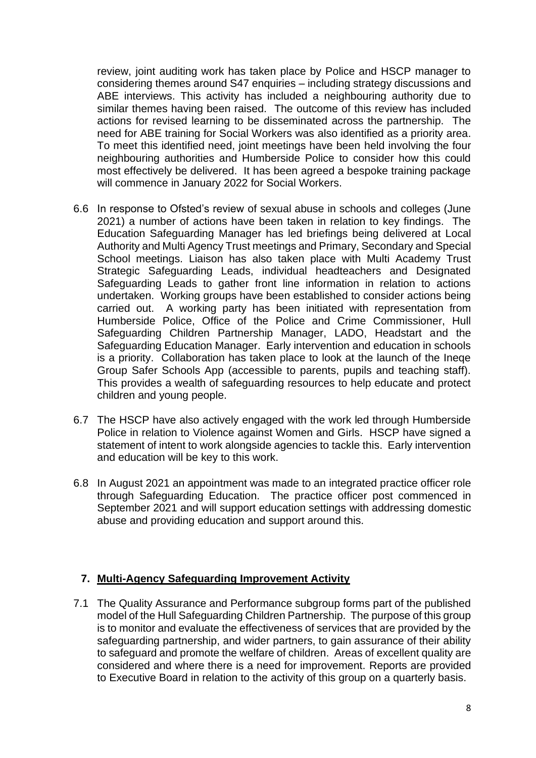review, joint auditing work has taken place by Police and HSCP manager to considering themes around S47 enquiries – including strategy discussions and ABE interviews. This activity has included a neighbouring authority due to similar themes having been raised. The outcome of this review has included actions for revised learning to be disseminated across the partnership. The need for ABE training for Social Workers was also identified as a priority area. To meet this identified need, joint meetings have been held involving the four neighbouring authorities and Humberside Police to consider how this could most effectively be delivered. It has been agreed a bespoke training package will commence in January 2022 for Social Workers.

6.6 In response to Ofsted's review of sexual abuse in schools and colleges (June 2021) a number of actions have been taken in relation to key findings. The Education Safeguarding Manager has led briefings being delivered at Local Authority and Multi Agency Trust meetings and Primary, Secondary and Special School meetings. Liaison has also taken place with Multi Academy Trust Strategic Safeguarding Leads, individual headteachers and Designated Safeguarding Leads to gather front line information in relation to actions undertaken. Working groups have been established to consider actions being carried out. A working party has been initiated with representation from Humberside Police, Office of the Police and Crime Commissioner, Hull Safeguarding Children Partnership Manager, LADO, Headstart and the Safeguarding Education Manager. Early intervention and education in schools is a priority. Collaboration has taken place to look at the launch of the Ineqe Group Safer Schools App (accessible to parents, pupils and teaching staff). This provides a wealth of safeguarding resources to help educate and protect children and young people.

6.7 The HSCP have also actively engaged with the work led through Humberside Police in relation to Violence against Women and Girls. HSCP have signed a statement of intent to work alongside agencies to tackle this. Early intervention and education will be key to this work.

6.8 In August 2021 an appointment was made to an integrated practice officer role through Safeguarding Education. The practice officer post commenced in September 2021 and will support education settings with addressing domestic abuse and providing education and support around this.

## 7. Multi-Agency Safeguarding Improvement Activity

7.1 The Quality Assurance and Performance subgroup forms part of the published model of the Hull Safeguarding Children Partnership. The purpose of this group is to monitor and evaluate the effectiveness of services that are provided by the safeguarding partnership, and wider partners, to gain assurance of their ability to safeguard and promote the welfare of children. Areas of excellent quality are considered and where there is a need for improvement. Reports are provided to Executive Board in relation to the activity of this group on a quarterly basis.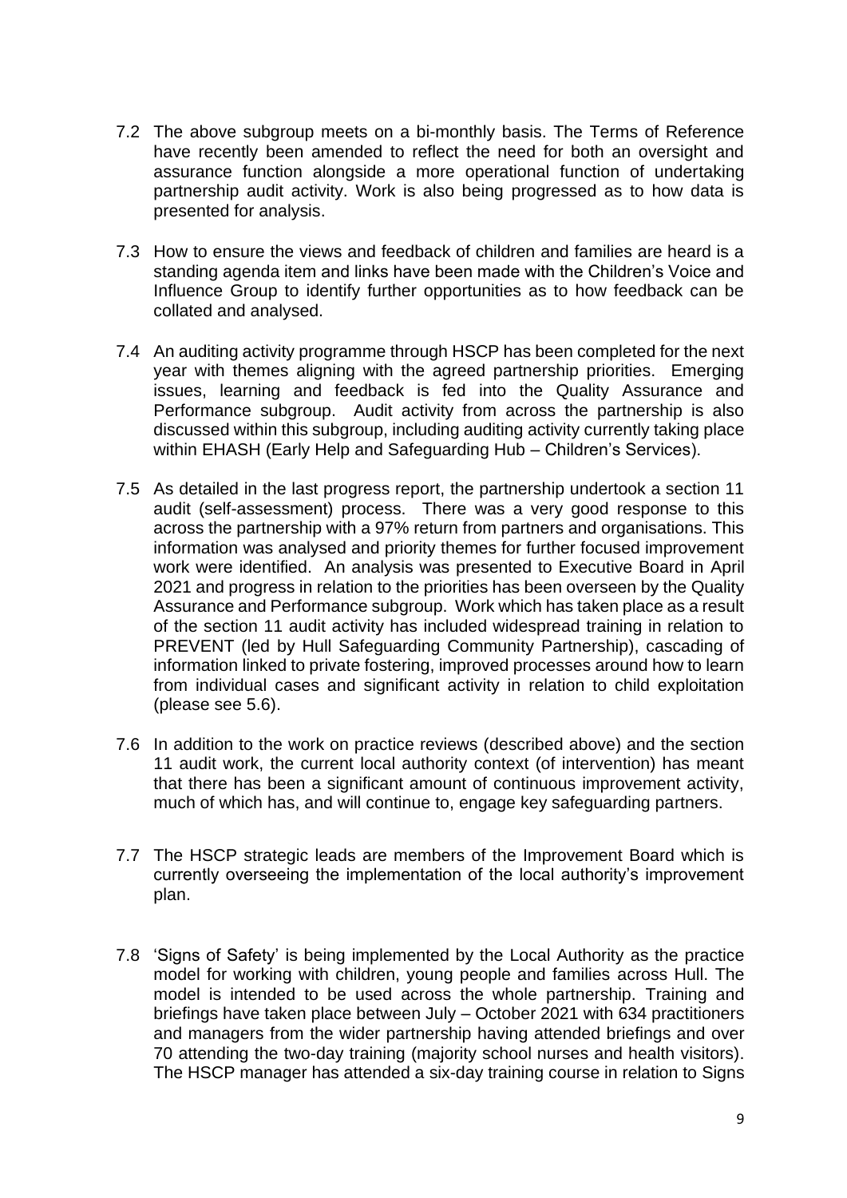7.2 The above subgroup meets on a bi-monthly basis. The Terms of Reference have recently been amended to reflect the need for both an oversight and assurance function alongside a more operational function of undertaking partnership audit activity. Work is also being progressed as to how data is presented for analysis.

7.3 How to ensure the views and feedback of children and families are heard is a standing agenda item and links have been made with the Children's Voice and Influence Group to identify further opportunities as to how feedback can be collated and analysed.

7.4 An auditing activity programme through HSCP has been completed for the next year with themes aligning with the agreed partnership priorities. Emerging issues, learning and feedback is fed into the Quality Assurance and Performance subgroup. Audit activity from across the partnership is also discussed within this subgroup, including auditing activity currently taking place within EHASH (Early Help and Safeguarding Hub – Children's Services).

7.5 As detailed in the last progress report, the partnership undertook a section 11 audit (self-assessment) process. There was a very good response to this across the partnership with a 97% return from partners and organisations. This information was analysed and priority themes for further focused improvement work were identified. An analysis was presented to Executive Board in April 2021 and progress in relation to the priorities has been overseen by the Quality Assurance and Performance subgroup. Work which has taken place as a result of the section 11 audit activity has included widespread training in relation to PREVENT (led by Hull Safeguarding Community Partnership), cascading of information linked to private fostering, improved processes around how to learn from individual cases and significant activity in relation to child exploitation (please see 5.6).

7.6 In addition to the work on practice reviews (described above) and the section 11 audit work, the current local authority context (of intervention) has meant that there has been a significant amount of continuous improvement activity, much of which has, and will continue to, engage key safeguarding partners.

7.7 The HSCP strategic leads are members of the Improvement Board which is currently overseeing the implementation of the local authority's improvement plan.

7.8 'Signs of Safety' is being implemented by the Local Authority as the practice model for working with children, young people and families across Hull. The model is intended to be used across the whole partnership. Training and briefings have taken place between July – October 2021 with 634 practitioners and managers from the wider partnership having attended briefings and over 70 attending the two-day training (majority school nurses and health visitors). The HSCP manager has attended a six-day training course in relation to Signs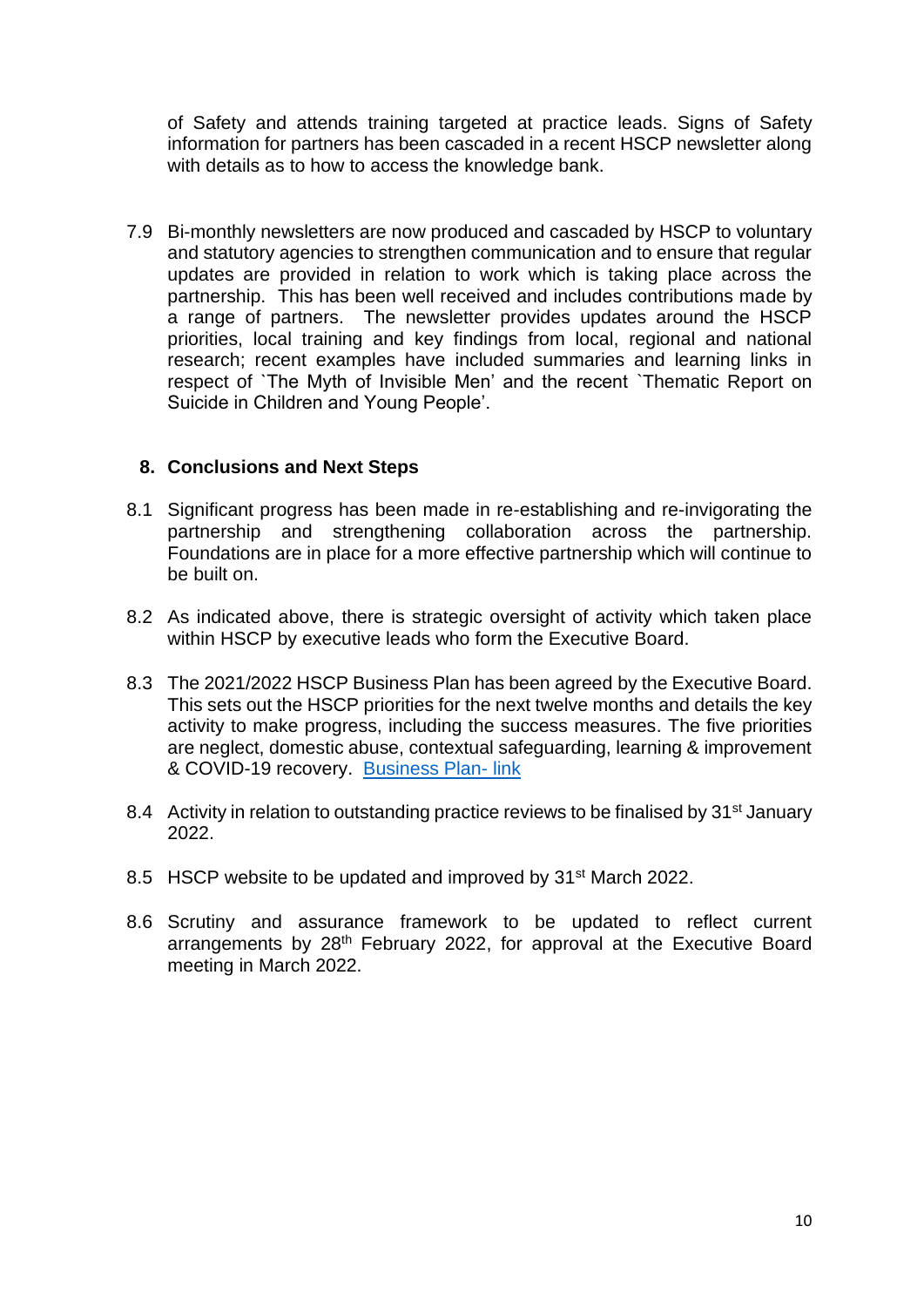of Safety and attends training targeted at practice leads. Signs of Safety information for partners has been cascaded in a recent HSCP newsletter along with details as to how to access the knowledge bank.

7.9 Bi-monthly newsletters are now produced and cascaded by HSCP to voluntary and statutory agencies to strengthen communication and to ensure that regular updates are provided in relation to work which is taking place across the partnership. This has been well received and includes contributions made by a range of partners. The newsletter provides updates around the HSCP priorities, local training and key findings from local, regional and national research; recent examples have included summaries and learning links in respect of `The Myth of Invisible Men' and the recent `Thematic Report on Suicide in Children and Young People'.

## 8. Conclusions and Next Steps

8.1 Significant progress has been made in re-establishing and re-invigorating the partnership and strengthening collaboration across the partnership. Foundations are in place for a more effective partnership which will continue to be built on.

8.2 As indicated above, there is strategic oversight of activity which taken place within HSCP by executive leads who form the Executive Board.

8.3 The 2021/2022 HSCP Business Plan has been agreed by the Executive Board. This sets out the HSCP priorities for the next twelve months and details the key activity to make progress, including the success measures. The five priorities are neglect, domestic abuse, contextual safeguarding, learning & improvement & COVID-19 recovery. Business Plan- link

8.4 Activity in relation to outstanding practice reviews to be finalised by 31st January 2022.

8.5 HSCP website to be updated and improved by 31st March 2022.

8.6 Scrutiny and assurance framework to be updated to reflect current arrangements by 28th February 2022, for approval at the Executive Board meeting in March 2022.